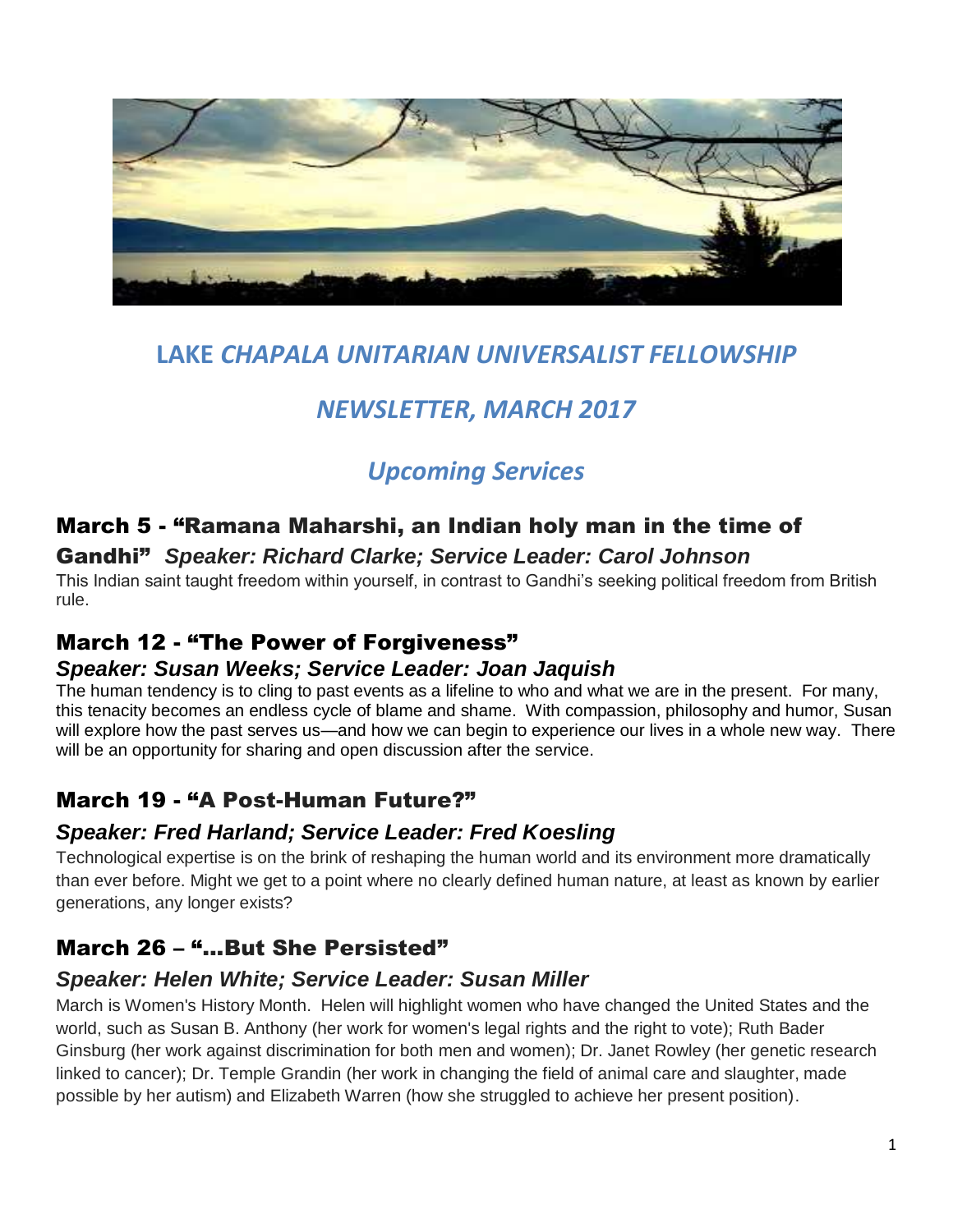# LAKE *CHAPALA UNITARIAN UNIVERSALIST FELLOWSHIP*

## *NEWSLETTER, MARCH 2017*

## *Upcoming Services*

### March 5 - "Ramana Maharshi, an Indian holy man in the time of Gandhi" *Speaker: Richard Clarke; Service Leader: Carol Johnson*

This Indian saint taught freedom within yourself, in contrast to Gandhi's seeking political freedom from British rule.

### March 12 - "The Power of Forgiveness"

***Speaker: Susan Weeks; Service Leader: Joan Jaquish***

The human tendency is to cling to past events as a lifeline to who and what we are in the present. For many, this tenacity becomes an endless cycle of blame and shame. With compassion, philosophy and humor, Susan will explore how the past serves us—and how we can begin to experience our lives in a whole new way. There will be an opportunity for sharing and open discussion after the service.

### March 19 - "A Post-Human Future?"

***Speaker: Fred Harland; Service Leader: Fred Koesling***

Technological expertise is on the brink of reshaping the human world and its environment more dramatically than ever before. Might we get to a point where no clearly defined human nature, at least as known by earlier generations, any longer exists?

### March 26 – "…But She Persisted"

***Speaker: Helen White; Service Leader: Susan Miller***

March is Women's History Month. Helen will highlight women who have changed the United States and the world, such as Susan B. Anthony (her work for women's legal rights and the right to vote); Ruth Bader Ginsburg (her work against discrimination for both men and women); Dr. Janet Rowley (her genetic research linked to cancer); Dr. Temple Grandin (her work in changing the field of animal care and slaughter, made possible by her autism) and Elizabeth Warren (how she struggled to achieve her present position).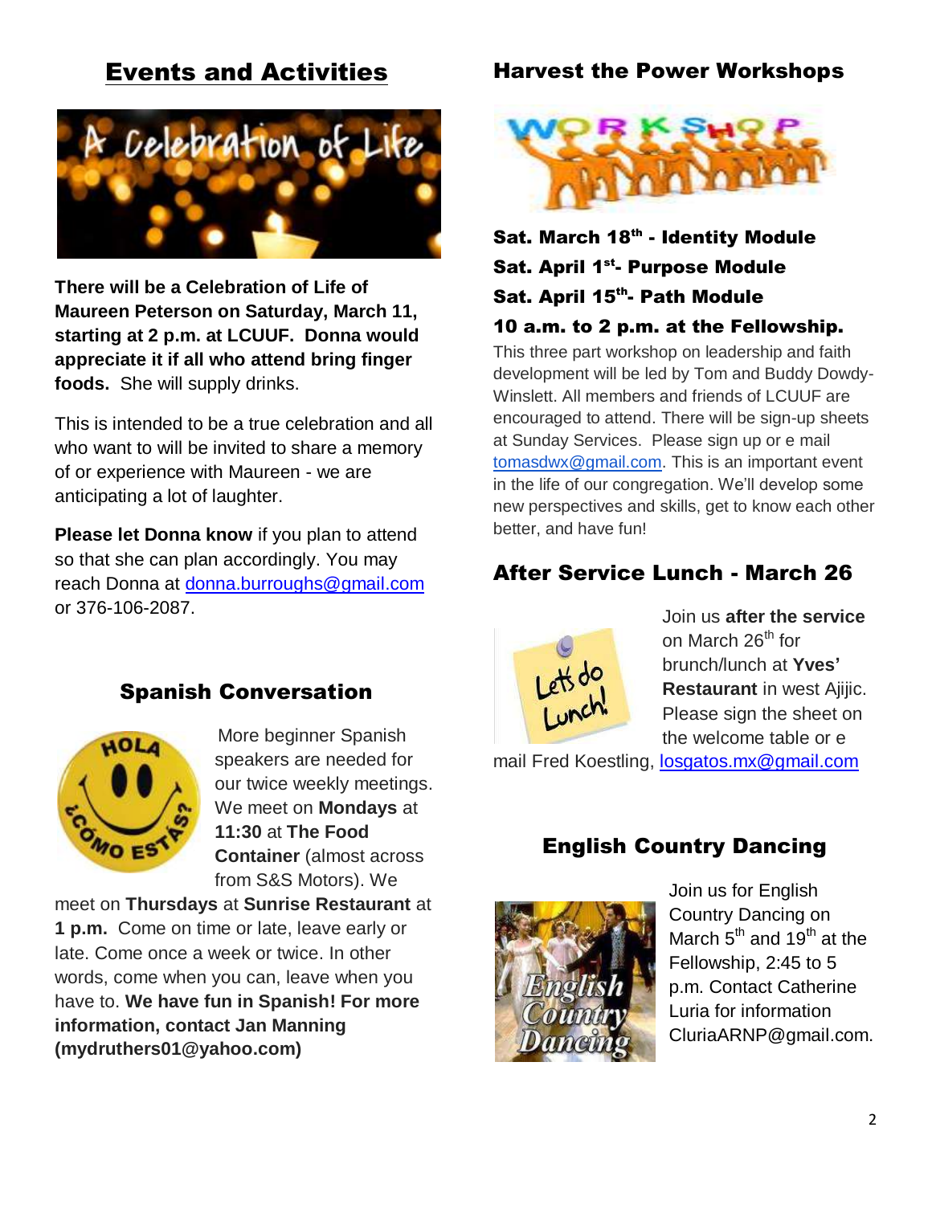# Events and Activities

**There will be a Celebration of Life of Maureen Peterson on Saturday, March 11, starting at 2 p.m. at LCUUF. Donna would appreciate it if all who attend bring finger foods.** She will supply drinks.

This is intended to be a true celebration and all who want to will be invited to share a memory of or experience with Maureen - we are anticipating a lot of laughter.

**Please let Donna know** if you plan to attend so that she can plan accordingly. You may reach Donna at donna.burroughs@gmail.com or 376-106-2087.

## Spanish Conversation

More beginner Spanish speakers are needed for our twice weekly meetings. We meet on **Mondays** at **11:30** at **The Food Container** (almost across from S&S Motors). We meet on **Thursdays** at **Sunrise Restaurant** at **1 p.m.** Come on time or late, leave early or late. Come once a week or twice. In other words, come when you can, leave when you have to. **We have fun in Spanish! For more information, contact Jan Manning (mydruthers01@yahoo.com)**

## Harvest the Power Workshops

**Sat. March 18th - Identity Module**
**Sat. April 1st- Purpose Module**
**Sat. April 15th- Path Module**
**10 a.m. to 2 p.m. at the Fellowship.**

This three part workshop on leadership and faith development will be led by Tom and Buddy Dowdy-Winslett. All members and friends of LCUUF are encouraged to attend. There will be sign-up sheets at Sunday Services. Please sign up or e mail tomasdwx@gmail.com. This is an important event in the life of our congregation. We'll develop some new perspectives and skills, get to know each other better, and have fun!

## After Service Lunch - March 26

Join us **after the service** on March 26th for brunch/lunch at **Yves' Restaurant** in west Ajijic. Please sign the sheet on the welcome table or e mail Fred Koestling, losgatos.mx@gmail.com

## English Country Dancing

Join us for English Country Dancing on March 5th and 19th at the Fellowship, 2:45 to 5 p.m. Contact Catherine Luria for information CluriaARNP@gmail.com.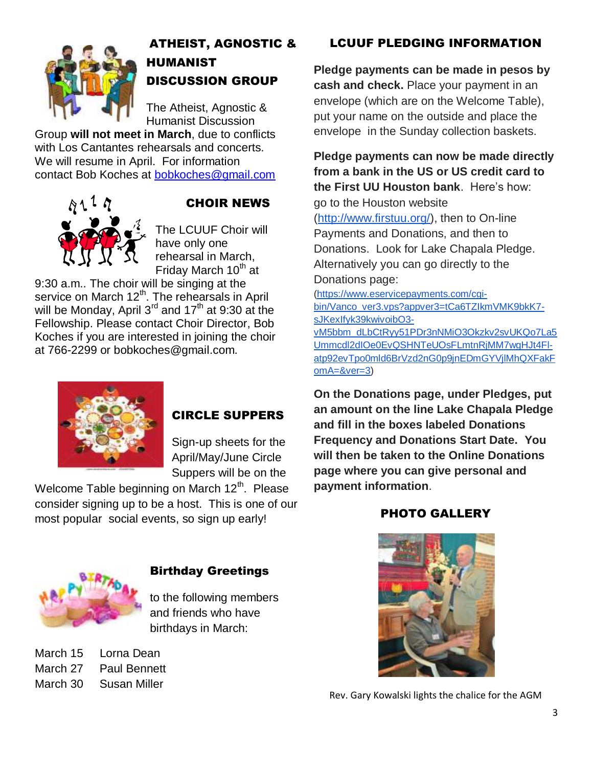## ATHEIST, AGNOSTIC & HUMANIST DISCUSSION GROUP

The Atheist, Agnostic & Humanist Discussion Group **will not meet in March**, due to conflicts with Los Cantantes rehearsals and concerts. We will resume in April. For information contact Bob Koches at bobkoches@gmail.com

## CHOIR NEWS

The LCUUF Choir will have only one rehearsal in March, Friday March 10th at 9:30 a.m.. The choir will be singing at the service on March 12th. The rehearsals in April will be Monday, April 3rd and 17th at 9:30 at the Fellowship. Please contact Choir Director, Bob Koches if you are interested in joining the choir at 766-2299 or bobkoches@gmail.com.

## CIRCLE SUPPERS

Sign-up sheets for the April/May/June Circle Suppers will be on the Welcome Table beginning on March 12th. Please consider signing up to be a host. This is one of our most popular social events, so sign up early!

## Birthday Greetings

to the following members and friends who have birthdays in March:

March 15 Lorna Dean
March 27 Paul Bennett
March 30 Susan Miller

## LCUUF PLEDGING INFORMATION

**Pledge payments can be made in pesos by cash and check.** Place your payment in an envelope (which are on the Welcome Table), put your name on the outside and place the envelope in the Sunday collection baskets.

**Pledge payments can now be made directly from a bank in the US or US credit card to the First UU Houston bank**. Here's how: go to the Houston website (http://www.firstuu.org/), then to On-line Payments and Donations, and then to Donations. Look for Lake Chapala Pledge. Alternatively you can go directly to the Donations page: (https://www.eservicepayments.com/cgi-bin/Vanco_ver3.vps?appver3=tCa6TZIkmVMK9bkK7-sJKexIfyk39kwivoibO3-vM5bbm_dLbCtRyy51PDr3nNMiO3Okzkv2svUKQo7La5Ummcdl2dIOe0EvQSHNTeUOsFLmtnRjMM7wgHJt4Fl-atp92evTpo0mld6BrVzd2nG0p9jnEDmGYVjlMhQXFakFomA=&ver=3)

**On the Donations page, under Pledges, put an amount on the line Lake Chapala Pledge and fill in the boxes labeled Donations Frequency and Donations Start Date. You will then be taken to the Online Donations page where you can give personal and payment information**.

## PHOTO GALLERY

Rev. Gary Kowalski lights the chalice for the AGM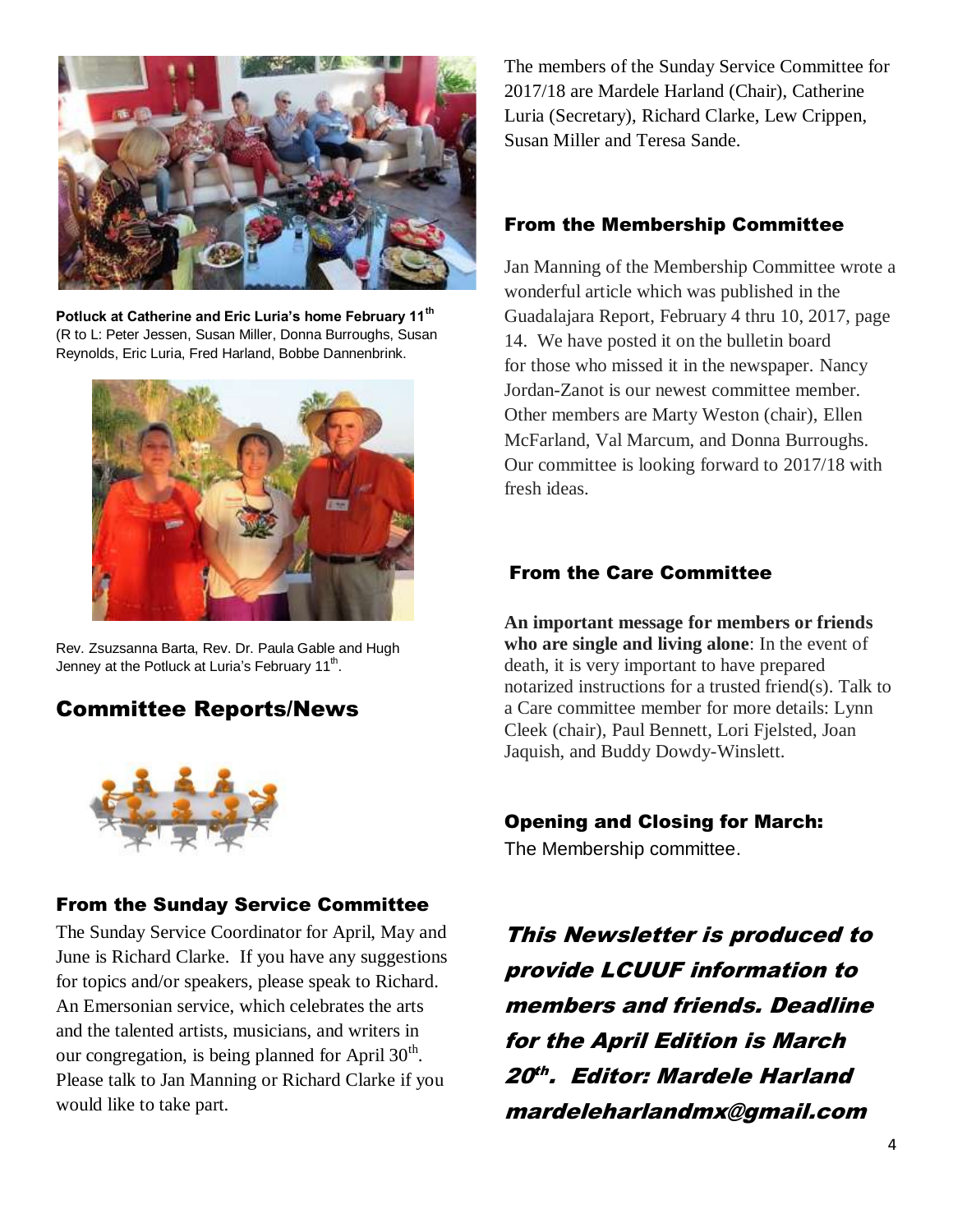**Potluck at Catherine and Eric Luria's home February 11th** (R to L: Peter Jessen, Susan Miller, Donna Burroughs, Susan Reynolds, Eric Luria, Fred Harland, Bobbe Dannenbrink.

Rev. Zsuzsanna Barta, Rev. Dr. Paula Gable and Hugh Jenney at the Potluck at Luria's February 11th.

## Committee Reports/News

### From the Sunday Service Committee

The Sunday Service Coordinator for April, May and June is Richard Clarke. If you have any suggestions for topics and/or speakers, please speak to Richard. An Emersonian service, which celebrates the arts and the talented artists, musicians, and writers in our congregation, is being planned for April 30th. Please talk to Jan Manning or Richard Clarke if you would like to take part.

The members of the Sunday Service Committee for 2017/18 are Mardele Harland (Chair), Catherine Luria (Secretary), Richard Clarke, Lew Crippen, Susan Miller and Teresa Sande.

### From the Membership Committee

Jan Manning of the Membership Committee wrote a wonderful article which was published in the Guadalajara Report, February 4 thru 10, 2017, page 14. We have posted it on the bulletin board for those who missed it in the newspaper. Nancy Jordan-Zanot is our newest committee member. Other members are Marty Weston (chair), Ellen McFarland, Val Marcum, and Donna Burroughs. Our committee is looking forward to 2017/18 with fresh ideas.

### From the Care Committee

**An important message for members or friends who are single and living alone**: In the event of death, it is very important to have prepared notarized instructions for a trusted friend(s). Talk to a Care committee member for more details: Lynn Cleek (chair), Paul Bennett, Lori Fjelsted, Joan Jaquish, and Buddy Dowdy-Winslett.

### Opening and Closing for March:

The Membership committee.

***This Newsletter is produced to provide LCUUF information to members and friends. Deadline for the April Edition is March 20th. Editor: Mardele Harland mardeleharlandmx@gmail.com***